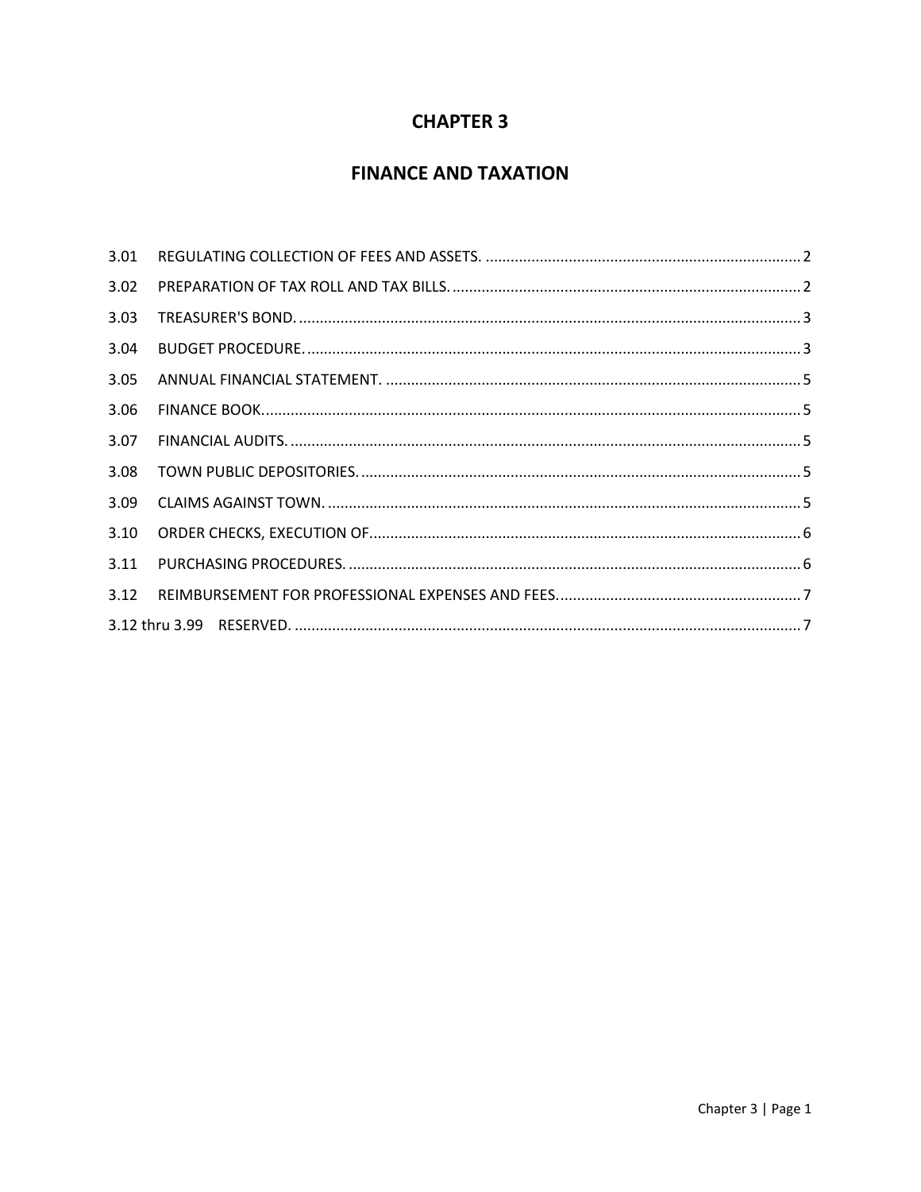# CHAPTER 3

# FINANCE AND TAXATION

| | | |
|---|---|---|
| 3.01 | REGULATING COLLECTION OF FEES AND ASSETS. | 2 |
| 3.02 | PREPARATION OF TAX ROLL AND TAX BILLS. | 2 |
| 3.03 | TREASURER'S BOND. | 3 |
| 3.04 | BUDGET PROCEDURE. | 3 |
| 3.05 | ANNUAL FINANCIAL STATEMENT. | 5 |
| 3.06 | FINANCE BOOK. | 5 |
| 3.07 | FINANCIAL AUDITS. | 5 |
| 3.08 | TOWN PUBLIC DEPOSITORIES. | 5 |
| 3.09 | CLAIMS AGAINST TOWN. | 5 |
| 3.10 | ORDER CHECKS, EXECUTION OF. | 6 |
| 3.11 | PURCHASING PROCEDURES. | 6 |
| 3.12 | REIMBURSEMENT FOR PROFESSIONAL EXPENSES AND FEES. | 7 |
| 3.12 thru 3.99 | RESERVED. | 7 |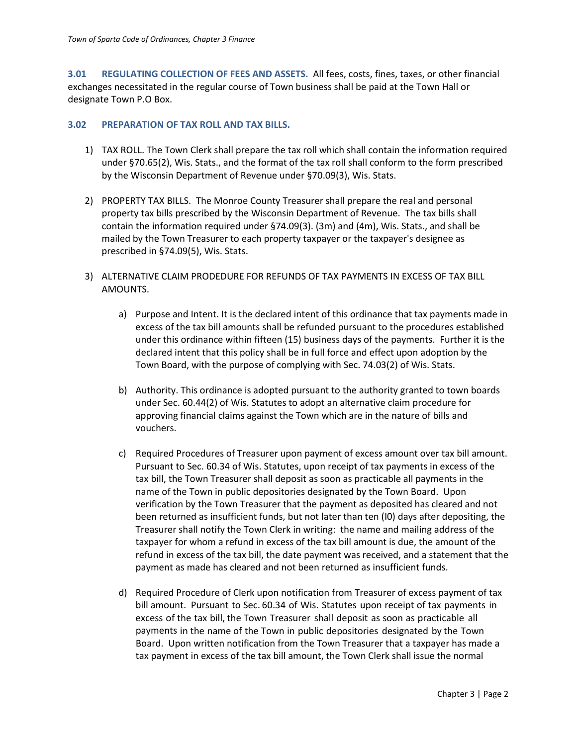**3.01 REGULATING COLLECTION OF FEES AND ASSETS.** All fees, costs, fines, taxes, or other financial exchanges necessitated in the regular course of Town business shall be paid at the Town Hall or designate Town P.O Box.

**3.02 PREPARATION OF TAX ROLL AND TAX BILLS.**

1) TAX ROLL. The Town Clerk shall prepare the tax roll which shall contain the information required under §70.65(2), Wis. Stats., and the format of the tax roll shall conform to the form prescribed by the Wisconsin Department of Revenue under §70.09(3), Wis. Stats.

2) PROPERTY TAX BILLS. The Monroe County Treasurer shall prepare the real and personal property tax bills prescribed by the Wisconsin Department of Revenue. The tax bills shall contain the information required under §74.09(3). (3m) and (4m), Wis. Stats., and shall be mailed by the Town Treasurer to each property taxpayer or the taxpayer's designee as prescribed in §74.09(5), Wis. Stats.

3) ALTERNATIVE CLAIM PRODEDURE FOR REFUNDS OF TAX PAYMENTS IN EXCESS OF TAX BILL AMOUNTS.

   a) Purpose and Intent. It is the declared intent of this ordinance that tax payments made in excess of the tax bill amounts shall be refunded pursuant to the procedures established under this ordinance within fifteen (15) business days of the payments. Further it is the declared intent that this policy shall be in full force and effect upon adoption by the Town Board, with the purpose of complying with Sec. 74.03(2) of Wis. Stats.

   b) Authority. This ordinance is adopted pursuant to the authority granted to town boards under Sec. 60.44(2) of Wis. Statutes to adopt an alternative claim procedure for approving financial claims against the Town which are in the nature of bills and vouchers.

   c) Required Procedures of Treasurer upon payment of excess amount over tax bill amount. Pursuant to Sec. 60.34 of Wis. Statutes, upon receipt of tax payments in excess of the tax bill, the Town Treasurer shall deposit as soon as practicable all payments in the name of the Town in public depositories designated by the Town Board. Upon verification by the Town Treasurer that the payment as deposited has cleared and not been returned as insufficient funds, but not later than ten (I0) days after depositing, the Treasurer shall notify the Town Clerk in writing: the name and mailing address of the taxpayer for whom a refund in excess of the tax bill amount is due, the amount of the refund in excess of the tax bill, the date payment was received, and a statement that the payment as made has cleared and not been returned as insufficient funds.

   d) Required Procedure of Clerk upon notification from Treasurer of excess payment of tax bill amount. Pursuant to Sec. 60.34 of Wis. Statutes upon receipt of tax payments in excess of the tax bill, the Town Treasurer shall deposit as soon as practicable all payments in the name of the Town in public depositories designated by the Town Board. Upon written notification from the Town Treasurer that a taxpayer has made a tax payment in excess of the tax bill amount, the Town Clerk shall issue the normal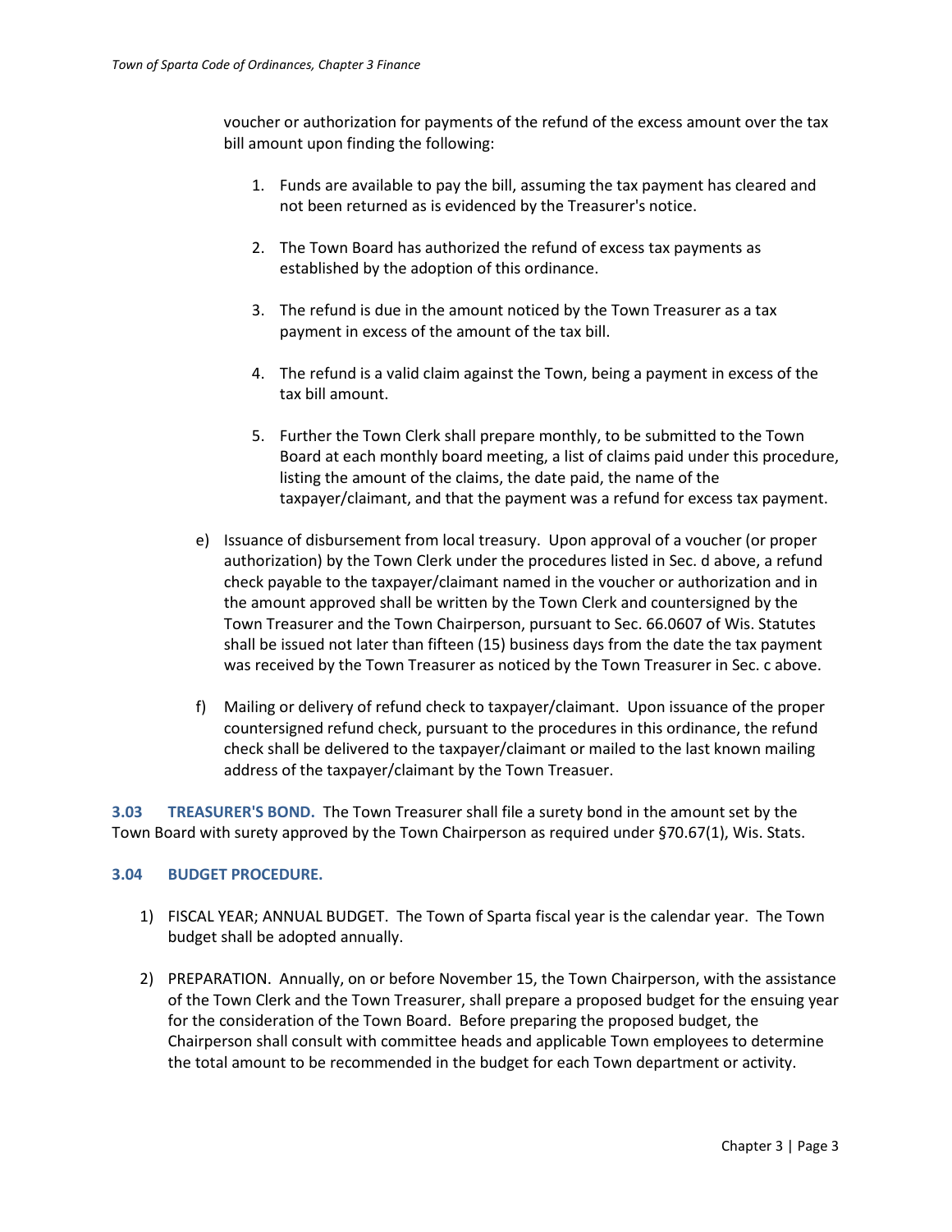voucher or authorization for payments of the refund of the excess amount over the tax bill amount upon finding the following:

1. Funds are available to pay the bill, assuming the tax payment has cleared and not been returned as is evidenced by the Treasurer's notice.

2. The Town Board has authorized the refund of excess tax payments as established by the adoption of this ordinance.

3. The refund is due in the amount noticed by the Town Treasurer as a tax payment in excess of the amount of the tax bill.

4. The refund is a valid claim against the Town, being a payment in excess of the tax bill amount.

5. Further the Town Clerk shall prepare monthly, to be submitted to the Town Board at each monthly board meeting, a list of claims paid under this procedure, listing the amount of the claims, the date paid, the name of the taxpayer/claimant, and that the payment was a refund for excess tax payment.

e) Issuance of disbursement from local treasury. Upon approval of a voucher (or proper authorization) by the Town Clerk under the procedures listed in Sec. d above, a refund check payable to the taxpayer/claimant named in the voucher or authorization and in the amount approved shall be written by the Town Clerk and countersigned by the Town Treasurer and the Town Chairperson, pursuant to Sec. 66.0607 of Wis. Statutes shall be issued not later than fifteen (15) business days from the date the tax payment was received by the Town Treasurer as noticed by the Town Treasurer in Sec. c above.

f) Mailing or delivery of refund check to taxpayer/claimant. Upon issuance of the proper countersigned refund check, pursuant to the procedures in this ordinance, the refund check shall be delivered to the taxpayer/claimant or mailed to the last known mailing address of the taxpayer/claimant by the Town Treasuer.

**3.03 TREASURER'S BOND.** The Town Treasurer shall file a surety bond in the amount set by the Town Board with surety approved by the Town Chairperson as required under §70.67(1), Wis. Stats.

**3.04 BUDGET PROCEDURE.**

1) FISCAL YEAR; ANNUAL BUDGET. The Town of Sparta fiscal year is the calendar year. The Town budget shall be adopted annually.

2) PREPARATION. Annually, on or before November 15, the Town Chairperson, with the assistance of the Town Clerk and the Town Treasurer, shall prepare a proposed budget for the ensuing year for the consideration of the Town Board. Before preparing the proposed budget, the Chairperson shall consult with committee heads and applicable Town employees to determine the total amount to be recommended in the budget for each Town department or activity.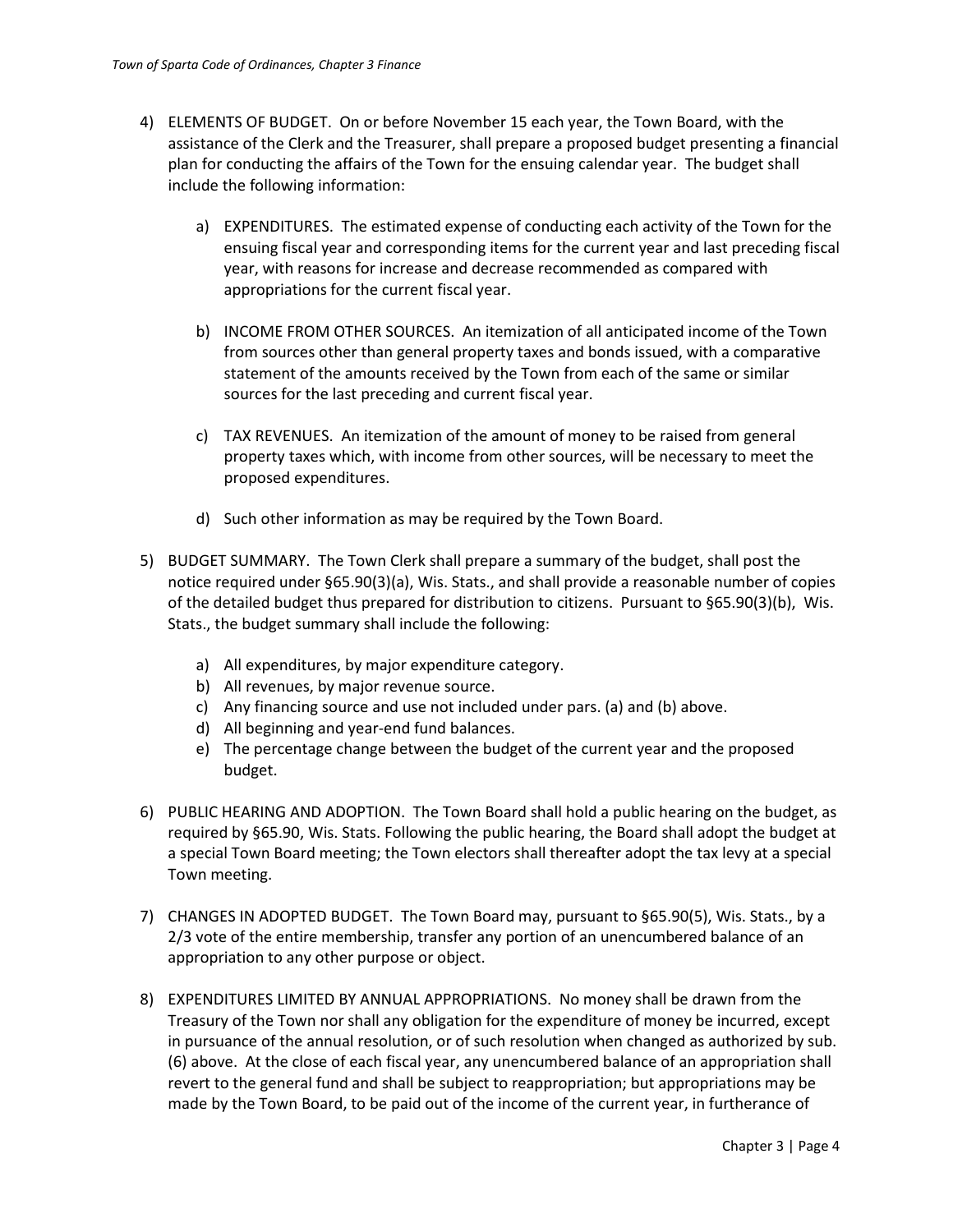4) ELEMENTS OF BUDGET. On or before November 15 each year, the Town Board, with the assistance of the Clerk and the Treasurer, shall prepare a proposed budget presenting a financial plan for conducting the affairs of the Town for the ensuing calendar year. The budget shall include the following information:

   a) EXPENDITURES. The estimated expense of conducting each activity of the Town for the ensuing fiscal year and corresponding items for the current year and last preceding fiscal year, with reasons for increase and decrease recommended as compared with appropriations for the current fiscal year.

   b) INCOME FROM OTHER SOURCES. An itemization of all anticipated income of the Town from sources other than general property taxes and bonds issued, with a comparative statement of the amounts received by the Town from each of the same or similar sources for the last preceding and current fiscal year.

   c) TAX REVENUES. An itemization of the amount of money to be raised from general property taxes which, with income from other sources, will be necessary to meet the proposed expenditures.

   d) Such other information as may be required by the Town Board.

5) BUDGET SUMMARY. The Town Clerk shall prepare a summary of the budget, shall post the notice required under §65.90(3)(a), Wis. Stats., and shall provide a reasonable number of copies of the detailed budget thus prepared for distribution to citizens. Pursuant to §65.90(3)(b), Wis. Stats., the budget summary shall include the following:

   a) All expenditures, by major expenditure category.
   b) All revenues, by major revenue source.
   c) Any financing source and use not included under pars. (a) and (b) above.
   d) All beginning and year-end fund balances.
   e) The percentage change between the budget of the current year and the proposed budget.

6) PUBLIC HEARING AND ADOPTION. The Town Board shall hold a public hearing on the budget, as required by §65.90, Wis. Stats. Following the public hearing, the Board shall adopt the budget at a special Town Board meeting; the Town electors shall thereafter adopt the tax levy at a special Town meeting.

7) CHANGES IN ADOPTED BUDGET. The Town Board may, pursuant to §65.90(5), Wis. Stats., by a 2/3 vote of the entire membership, transfer any portion of an unencumbered balance of an appropriation to any other purpose or object.

8) EXPENDITURES LIMITED BY ANNUAL APPROPRIATIONS. No money shall be drawn from the Treasury of the Town nor shall any obligation for the expenditure of money be incurred, except in pursuance of the annual resolution, or of such resolution when changed as authorized by sub. (6) above. At the close of each fiscal year, any unencumbered balance of an appropriation shall revert to the general fund and shall be subject to reappropriation; but appropriations may be made by the Town Board, to be paid out of the income of the current year, in furtherance of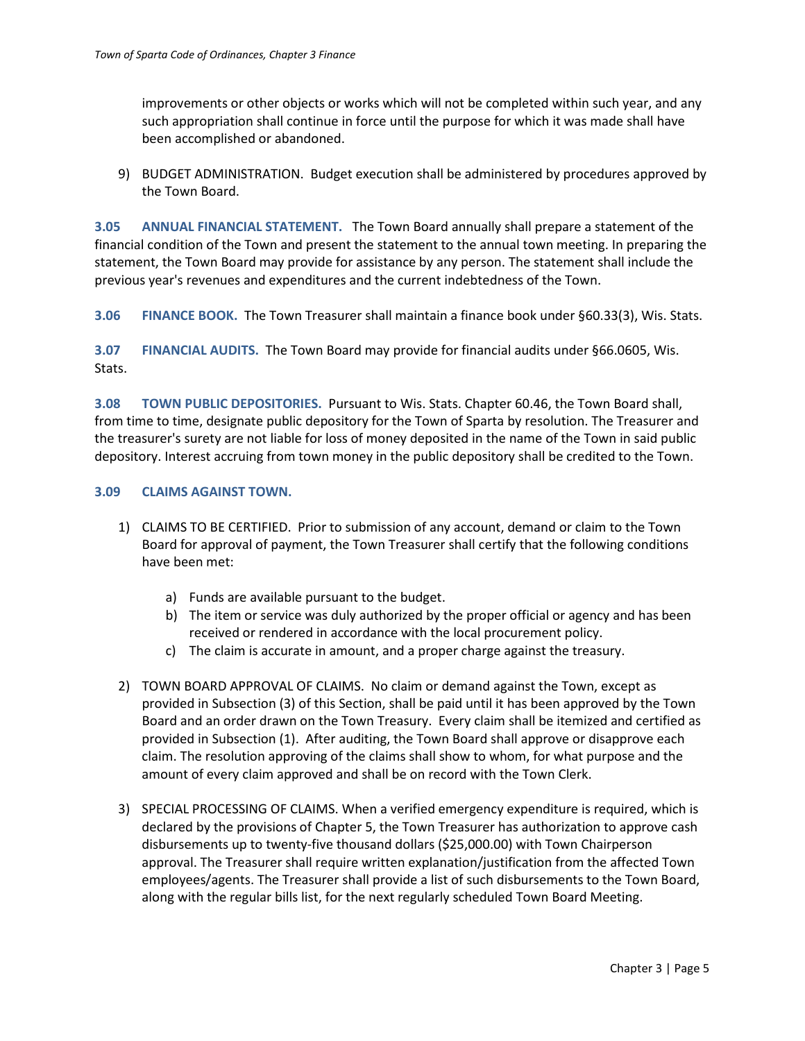improvements or other objects or works which will not be completed within such year, and any such appropriation shall continue in force until the purpose for which it was made shall have been accomplished or abandoned.

9) BUDGET ADMINISTRATION. Budget execution shall be administered by procedures approved by the Town Board.

**3.05 ANNUAL FINANCIAL STATEMENT.** The Town Board annually shall prepare a statement of the financial condition of the Town and present the statement to the annual town meeting. In preparing the statement, the Town Board may provide for assistance by any person. The statement shall include the previous year's revenues and expenditures and the current indebtedness of the Town.

**3.06 FINANCE BOOK.** The Town Treasurer shall maintain a finance book under §60.33(3), Wis. Stats.

**3.07 FINANCIAL AUDITS.** The Town Board may provide for financial audits under §66.0605, Wis. Stats.

**3.08 TOWN PUBLIC DEPOSITORIES.** Pursuant to Wis. Stats. Chapter 60.46, the Town Board shall, from time to time, designate public depository for the Town of Sparta by resolution. The Treasurer and the treasurer's surety are not liable for loss of money deposited in the name of the Town in said public depository. Interest accruing from town money in the public depository shall be credited to the Town.

**3.09 CLAIMS AGAINST TOWN.**

1) CLAIMS TO BE CERTIFIED. Prior to submission of any account, demand or claim to the Town Board for approval of payment, the Town Treasurer shall certify that the following conditions have been met:

    a) Funds are available pursuant to the budget.
    b) The item or service was duly authorized by the proper official or agency and has been received or rendered in accordance with the local procurement policy.
    c) The claim is accurate in amount, and a proper charge against the treasury.

2) TOWN BOARD APPROVAL OF CLAIMS. No claim or demand against the Town, except as provided in Subsection (3) of this Section, shall be paid until it has been approved by the Town Board and an order drawn on the Town Treasury. Every claim shall be itemized and certified as provided in Subsection (1). After auditing, the Town Board shall approve or disapprove each claim. The resolution approving of the claims shall show to whom, for what purpose and the amount of every claim approved and shall be on record with the Town Clerk.

3) SPECIAL PROCESSING OF CLAIMS. When a verified emergency expenditure is required, which is declared by the provisions of Chapter 5, the Town Treasurer has authorization to approve cash disbursements up to twenty-five thousand dollars ($25,000.00) with Town Chairperson approval. The Treasurer shall require written explanation/justification from the affected Town employees/agents. The Treasurer shall provide a list of such disbursements to the Town Board, along with the regular bills list, for the next regularly scheduled Town Board Meeting.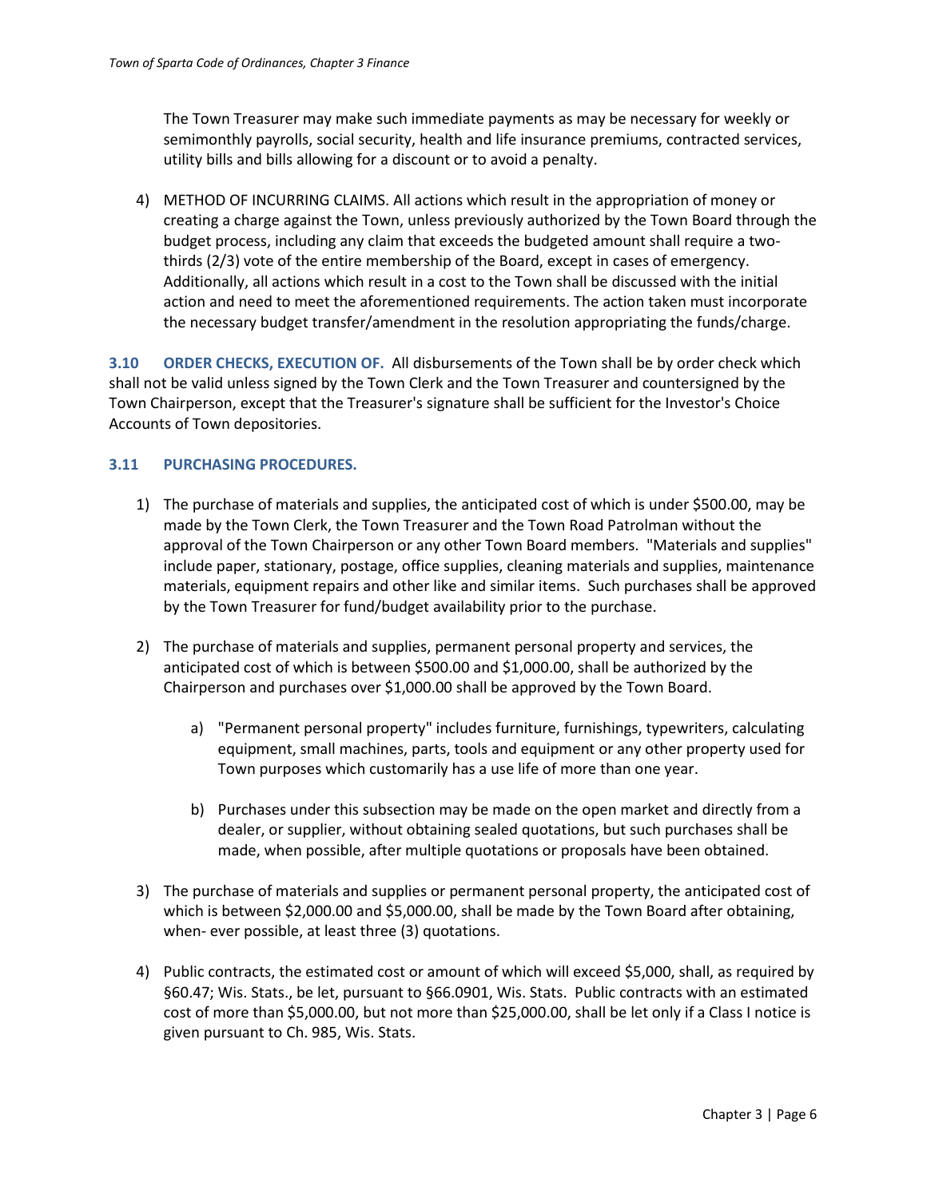The Town Treasurer may make such immediate payments as may be necessary for weekly or semimonthly payrolls, social security, health and life insurance premiums, contracted services, utility bills and bills allowing for a discount or to avoid a penalty.

4) METHOD OF INCURRING CLAIMS. All actions which result in the appropriation of money or creating a charge against the Town, unless previously authorized by the Town Board through the budget process, including any claim that exceeds the budgeted amount shall require a two-thirds (2/3) vote of the entire membership of the Board, except in cases of emergency. Additionally, all actions which result in a cost to the Town shall be discussed with the initial action and need to meet the aforementioned requirements. The action taken must incorporate the necessary budget transfer/amendment in the resolution appropriating the funds/charge.

**3.10 ORDER CHECKS, EXECUTION OF.** All disbursements of the Town shall be by order check which shall not be valid unless signed by the Town Clerk and the Town Treasurer and countersigned by the Town Chairperson, except that the Treasurer's signature shall be sufficient for the Investor's Choice Accounts of Town depositories.

### 3.11 PURCHASING PROCEDURES.

1) The purchase of materials and supplies, the anticipated cost of which is under $500.00, may be made by the Town Clerk, the Town Treasurer and the Town Road Patrolman without the approval of the Town Chairperson or any other Town Board members. "Materials and supplies" include paper, stationary, postage, office supplies, cleaning materials and supplies, maintenance materials, equipment repairs and other like and similar items. Such purchases shall be approved by the Town Treasurer for fund/budget availability prior to the purchase.

2) The purchase of materials and supplies, permanent personal property and services, the anticipated cost of which is between $500.00 and $1,000.00, shall be authorized by the Chairperson and purchases over $1,000.00 shall be approved by the Town Board.

   a) "Permanent personal property" includes furniture, furnishings, typewriters, calculating equipment, small machines, parts, tools and equipment or any other property used for Town purposes which customarily has a use life of more than one year.

   b) Purchases under this subsection may be made on the open market and directly from a dealer, or supplier, without obtaining sealed quotations, but such purchases shall be made, when possible, after multiple quotations or proposals have been obtained.

3) The purchase of materials and supplies or permanent personal property, the anticipated cost of which is between $2,000.00 and $5,000.00, shall be made by the Town Board after obtaining, when- ever possible, at least three (3) quotations.

4) Public contracts, the estimated cost or amount of which will exceed $5,000, shall, as required by §60.47; Wis. Stats., be let, pursuant to §66.0901, Wis. Stats. Public contracts with an estimated cost of more than $5,000.00, but not more than $25,000.00, shall be let only if a Class I notice is given pursuant to Ch. 985, Wis. Stats.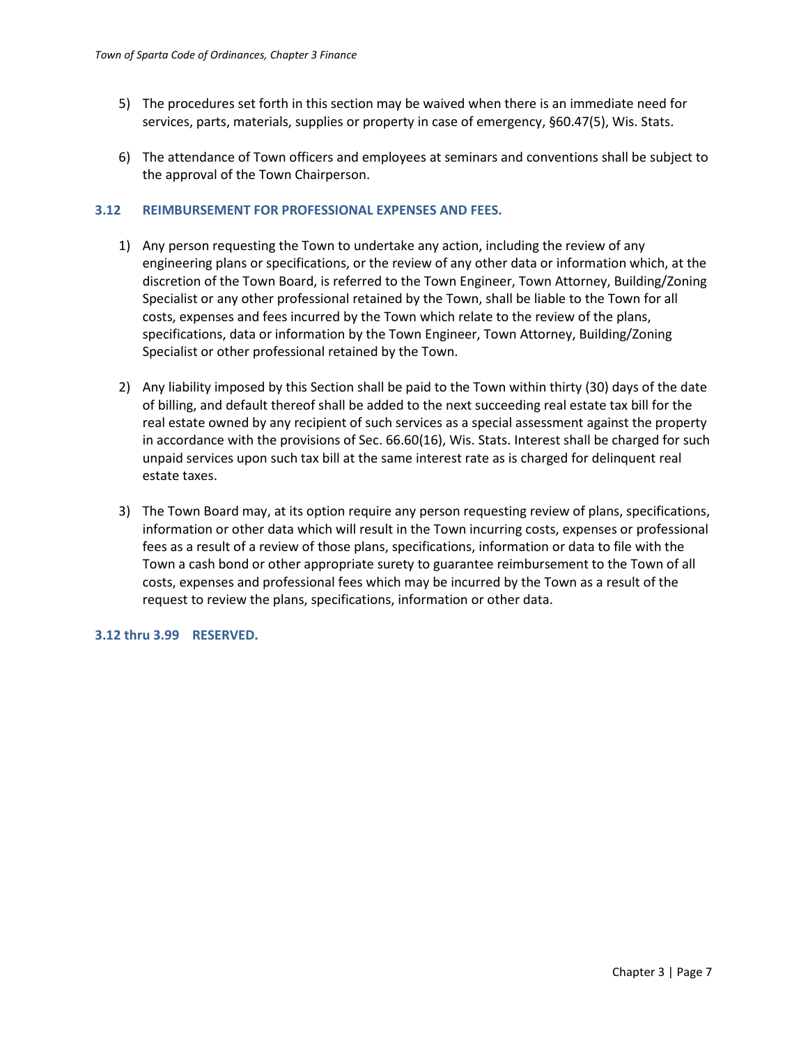5) The procedures set forth in this section may be waived when there is an immediate need for services, parts, materials, supplies or property in case of emergency, §60.47(5), Wis. Stats.

6) The attendance of Town officers and employees at seminars and conventions shall be subject to the approval of the Town Chairperson.

### 3.12 REIMBURSEMENT FOR PROFESSIONAL EXPENSES AND FEES.

1) Any person requesting the Town to undertake any action, including the review of any engineering plans or specifications, or the review of any other data or information which, at the discretion of the Town Board, is referred to the Town Engineer, Town Attorney, Building/Zoning Specialist or any other professional retained by the Town, shall be liable to the Town for all costs, expenses and fees incurred by the Town which relate to the review of the plans, specifications, data or information by the Town Engineer, Town Attorney, Building/Zoning Specialist or other professional retained by the Town.

2) Any liability imposed by this Section shall be paid to the Town within thirty (30) days of the date of billing, and default thereof shall be added to the next succeeding real estate tax bill for the real estate owned by any recipient of such services as a special assessment against the property in accordance with the provisions of Sec. 66.60(16), Wis. Stats. Interest shall be charged for such unpaid services upon such tax bill at the same interest rate as is charged for delinquent real estate taxes.

3) The Town Board may, at its option require any person requesting review of plans, specifications, information or other data which will result in the Town incurring costs, expenses or professional fees as a result of a review of those plans, specifications, information or data to file with the Town a cash bond or other appropriate surety to guarantee reimbursement to the Town of all costs, expenses and professional fees which may be incurred by the Town as a result of the request to review the plans, specifications, information or other data.

### 3.12 thru 3.99 RESERVED.